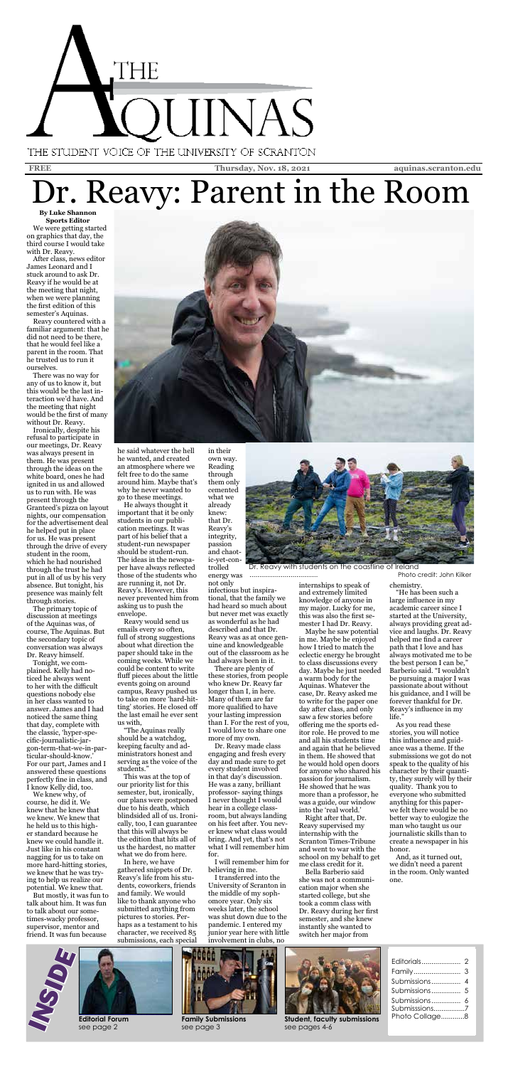# The Aquinas

THE STUDENT VOICE OF THE UNIVERSITY OF SCRANTON

**FREE** | **Thursday, Nov. 18, 2021** | **aquinas.scranton.edu**

# Dr. Reavy: Parent in the Room

**By Luke Shannon**
**Sports Editor**

We were getting started on graphics that day, the third course I would take with Dr. Reavy.

After class, news editor James Leonard and I stuck around to ask Dr. Reavy if he would be at the meeting that night, when we were planning the first edition of this semester's Aquinas.

Reavy countered with a familiar argument: that he did not need to be there, that he would feel like a parent in the room. That he trusted us to run it ourselves.

There was no way for any of us to know it, but this would be the last interaction we'd have. And the meeting that night would be the first of many without Dr. Reavy.

Ironically, despite his refusal to participate in our meetings, Dr. Reavy was always present in them. He was present through the ideas on the white board, ones he had ignited in us and allowed us to run with. He was present through the Granteed's pizza on layout nights, our compensation for the advertisement deal he helped put in place for us. He was present through the drive of every student in the room, which he had nourished through the trust he had put in all of us by his very absence. But tonight, his presence was mainly felt through stories.

The primary topic of discussion at meetings of the Aquinas was, of course, The Aquinas. But the secondary topic of conversation was always Dr. Reavy himself.

Tonight, we complained. Kelly had noticed he always went to her with the difficult questions nobody else in her class wanted to answer. James and I had noticed the same thing that day, complete with the classic, 'hyper-specific-journalistic-jargon-term-that-we-in-particular-should-know.' For our part, James and I answered these questions perfectly fine in class, and I know Kelly did, too.

We knew why, of course, he did it. We knew that he knew that we knew. We knew that he held us to this higher standard because he knew we could handle it. Just like in his constant nagging for us to take on more hard-hitting stories, we knew that he was trying to help us realize our potential. We knew that.

But mostly, it was fun to talk about him. It was fun to talk about our sometimes-wacky professor, supervisor, mentor and friend. It was fun because he said whatever the hell he wanted, and created an atmosphere where we felt free to do the same around him. Maybe that's why he never wanted to go to these meetings.

He always thought it important that it be only students in our publication meetings. It was part of his belief that a student-run newspaper should be student-run. The ideas in the newspaper have always reflected those of the students who are running it, not Dr. Reavy's. However, this never prevented him from asking us to push the envelope.

Reavy would send us emails every so often, full of strong suggestions about what direction the paper should take in the coming weeks. While we could be content to write fluff pieces about the little events going on around campus, Reavy pushed us to take on more 'hard-hitting' stories. He closed off the last email he ever sent us with,

"The Aquinas really should be a watchdog, keeping faculty and administrators honest and serving as the voice of the students."

This was at the top of our priority list for this semester, but, ironically, our plans were postponed due to his death, which blindsided all of us. Ironically, too, I can guarantee that this will always be the edition that hits all of us the hardest, no matter what we do from here.

In here, we have gathered snippets of Dr. Reavy's life from his students, coworkers, friends and family. We would like to thank anyone who submitted anything from pictures to stories. Perhaps as a testament to his character, we received 85 submissions, each special in their own way. Reading through them only cemented what we already knew: that Dr. Reavy's integrity, passion and chaotic-yet-controlled energy was not only infectious but inspirational, that the family we had heard so much about but never met was exactly as wonderful as he had described and that Dr. Reavy was as at once genuine and knowledgeable out of the classroom as he had always been in it.

There are plenty of these stories, from people who knew Dr. Reavy far longer than I, in here. Many of them are far more qualified to have your lasting impression than I. For the rest of you, I would love to share one more of my own.

Dr. Reavy made class engaging and fresh every day and made sure to get every student involved in that day's discussion. He was a zany, brilliant professor- saying things I never thought I would hear in a college classroom, but always landing on his feet after. You never knew what class would bring. And yet, that's not what I will remember him for.

I will remember him for believing in me.

I transferred into the University of Scranton in the middle of my sophomore year. Only six weeks later, the school was shut down due to the pandemic. I entered my junior year here with little involvement in clubs, no internships to speak of and extremely limited knowledge of anyone in my major. Lucky for me, this was also the first semester I had Dr. Reavy.

Maybe he saw potential in me. Maybe he enjoyed how I tried to match the eclectic energy he brought to class discussions every day. Maybe he just needed a warm body for the Aquinas. Whatever the case, Dr. Reavy asked me to write for the paper one day after class, and only saw a few stories before offering me the sports editor role. He proved to me and all his students time and again that he believed in them. He showed that he would hold open doors for anyone who shared his passion for journalism. He showed that he was more than a professor, he was a guide, our window into the 'real world.'

Right after that, Dr. Reavy supervised my internship with the Scranton Times-Tribune and went to war with the school on my behalf to get me class credit for it.

Bella Barberio said she was not a communication major when she started college, but she took a comm class with Dr. Reavy during her first semester, and she knew instantly she wanted to switch her major from chemistry.

"He has been such a large influence in my academic career since I started at the University, always providing great advice and laughs. Dr. Reavy helped me find a career path that I love and has always motivated me to be the best person I can be," Barberio said. "I wouldn't be pursuing a major I was passionate about without his guidance, and I will be forever thankful for Dr. Reavy's influence in my life."

As you read these stories, you will notice this influence and guidance was a theme. If the submissions we got do not speak to the quality of his character by their quantity, they surely will by their quality. Thank you to everyone who submitted anything for this paper- we felt there would be no better way to eulogize the man who taught us our journalistic skills than to create a newspaper in his honor.

And, as it turned out, we didn't need a parent in the room. Only wanted one.

Dr. Reavy with students on the coastline of Ireland

Photo credit: John Kilker

**INSIDE**

**Editorial Forum** see page 2

**Family Submissions** see page 3

**Student, faculty submissions** see pages 4-6

| | |
|---|---|
| Editorials | 2 |
| Family | 3 |
| Submissions | 4 |
| Submissions | 5 |
| Submissions | 6 |
| Submissions | 7 |
| Photo Collage | 8 |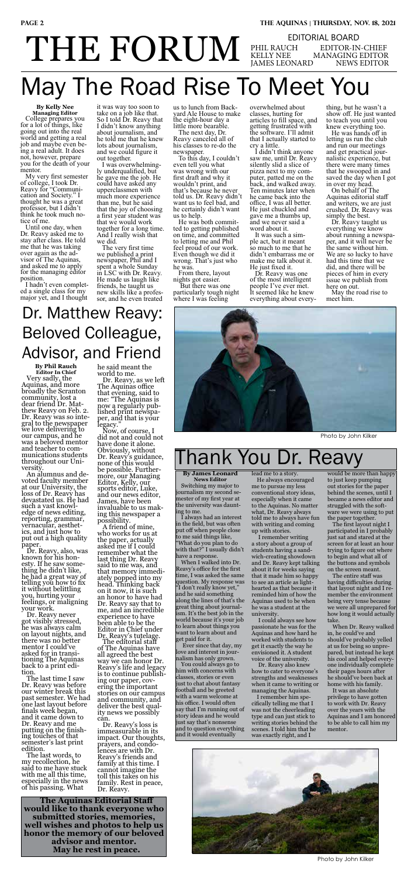# THE FORUM

EDITORIAL BOARD
PHIL RAUCH — EDITOR-IN-CHIEF
KELLY NEE — MANAGING EDITOR
JAMES LEONARD — NEWS EDITOR

## May The Road Rise To Meet You

**By Kelly Nee**
**Managing Editor**

College prepares you for a lot of things, like going out into the real world and getting a real job and maybe even being a real adult. It does not, however, prepare you for the death of your mentor.

My very first semester of college, I took Dr. Reavy for "Communication and Society." I thought he was a great professor, but I didn't think he took much notice of me.

Until one day, when Dr. Reavy asked me to stay after class. He told me that he was taking over again as the advisor of The Aquinas, and asked me to apply for the managing editor position.

I hadn't even completed a single class for my major yet, and I thought it was way too soon to take on a job like that. So I told Dr. Reavy that I didn't know anything about journalism, and he told me that he knew lots about journalism, and we could figure it out together.

I was overwhelmingly underqualified, but he gave me the job. He could have asked any upperclassmen with much more experience than me, but he said that the joy of choosing a first year student was that we would work together for a long time. And I really wish that we did.

The very first time we published a print newspaper, Phil and I spent a whole Sunday in LSC with Dr. Reavy. He made us laugh like friends, he taught us new skills like a professor, and he even treated us to lunch from Backyard Ale House to make the eight-hour day a little more bearable.

The next day, Dr. Reavy canceled all of his classes to re-do the newspaper.

To this day, I couldn't even tell you what was wrong with our first draft and why it wouldn't print, and that's because he never told us. Dr. Reavy didn't want us to feel bad, and he certainly didn't want us to help.

He was both committed to getting published on time, and committed to letting me and Phil feel proud of our work. Even though we did it wrong. That's just who he was.

From there, layout nights got easier.

But there was one particularly tough night where I was feeling overwhelmed about classes, hurting for articles to fill space, and getting frustrated with the software. I'll admit that I actually started to cry a little.

I didn't think anyone saw me, until Dr. Reavy silently slid a slice of pizza next to my computer, patted me on the back, and walked away. Ten minutes later when he came back into the office, I was all better. He just chuckled and gave me a thumbs up, and we never said a word about it.

It was such a simple act, but it meant so much to me that he didn't embarrass me or make me talk about it. He just fixed it.

Dr. Reavy was one of the most intelligent people I've ever met. It seemed like he knew everything about everything, but he wasn't a show off. He just wanted to teach you until you knew everything too.

He was hands off in letting us run the club and run our meetings and get practical journalistic experience, but there were many times that he swooped in and saved the day when I got in over my head.

On behalf of The Aquinas editorial staff and writers, we are just crushed. Dr. Reavy was simply the best.

Dr. Reavy taught us everything we know about running a newspaper, and it will never be the same without him. We are so lucky to have had this time that we did, and there will be pieces of him in every issue we publish from here on out.

May the road rise to meet him.

## Dr. Matthew Reavy: Beloved Colleague, Advisor, and Friend

**By Phil Rauch**
**Editor In Chief**

Very sadly, the Aquinas, and more broadly the Scranton community, lost a dear friend Dr. Matthew Reavy on Feb. 2. Dr. Reavy was so integral to the newspaper we love delivering to our campus, and he was a beloved mentor and teacher to communications students throughout our University.

An alumnus and devoted faculty member at our University, the loss of Dr. Reavy has devastated us. He had such a vast knowledge of news editing, reporting, grammar, vernacular, aesthetics, and just how to put out a high quality paper.

Dr. Reavy, also, was known for his honesty. If he saw something he didn't like, he had a great way of telling you how to fix it without belittling you, hurting your feelings, or maligning your work.

Dr. Reavy never got visibly stressed, he was always calm on layout nights, and there was no better mentor I could've asked for in transitioning The Aquinas back to a print edition.

The last time I saw Dr. Reavy was before our winter break this past semester. We had one last layout before finals week began, and it came down to Dr. Reavy and me putting on the finishing touches of that semester's last print edition.

The last words, to my recollection, he said to me have stuck with me all this time, especially in the news of his passing. What he said meant the world to me.

Dr. Reavy, as we left The Aquinas office that evening, said to me: "The Aquinas is now a regularly published print newspaper, and that is your legacy."

Now, of course, I did not and could not have done it alone. Obviously, without Dr. Reavy's guidance, none of this would be possible. Furthermore, our Managing Editor, Kelly, our sports editor, Luke, and our news editor, James, have been invaluable to us making this newspaper a possibility.

A friend of mine, who works for us at the paper, actually asked me if I could remember what the last thing Dr. Reavy said to me was, and that memory immediately popped into my head. Thinking back on it now, it is such an honor to have had Dr. Reavy say that to me, and an incredible experience to have been able to be the Editor in Chief under Dr. Reavy's tutelage.

The editorial staff of The Aquinas have all agreed the best way we can honor Dr. Reavy's life and legacy is to continue publishing our paper, covering the important stories on our campus and community, and deliver the best quality news we possibly can.

Dr. Reavy's loss is immeasurable in its impact. Our thoughts, prayers, and condolences are with Dr. Reavy's friends and family at this time. I cannot imagine the toll this takes on his family. Rest in peace, Dr. Reavy.

**The Aquinas Editorial Staff would like to thank everyone who submitted stories, memories, well wishes and photos to help us honor the memory of our beloved advisor and mentor. May he rest in peace.**

Photo by John Kilker

## Thank You Dr. Reavy

**By James Leonard**
**News Editor**

Switching my major to journalism my second semester of my first year at the university was daunting to me.

I always had an interest in the field, but was often put off when people close to me said things like, "What do you plan to do with that?" I usually didn't have a response.

When I walked into Dr. Reavy's office for the first time, I was asked the same question. My response was "I don't really know yet," and he said something along the lines of that's the great thing about journalism. It's the best job in the world because it's your job to learn about things you want to learn about and get paid for it.

Ever since that day, my love and interest in journalism has only grown.

You could always go to him with concerns with classes, stories or even just to chat about fantasy football and be greeted with a warm welcome at his office. I would often say that I'm running out of story ideas and he would just say that's nonsense and to question everything and it would eventually lead me to a story.

He always encouraged me to pursue my less conventional story ideas, especially when it came to the Aquinas. No matter what, Dr. Reavy always told me to always have fun with writing and coming up with stories.

I remember writing a story about a group of students having a sandwich-creating showdown and Dr. Reavy kept talking about it for weeks saying that it made him so happy to see an article as lighthearted as that because it reminded him of how the Aquinas used to be when he was a student at the university.

I could always see how passionate he was for the Aquinas and how hard he worked with students to get it exactly the way he envisioned it. A student voice of the university.

Dr. Reavy also knew how to cater to everyone's strengths and weaknesses when it came to writing or managing the Aquinas.

I remember him specifically telling me that I was not the cheerleading type and can just stick to writing stories behind the scenes. I told him that he was exactly right, and I would be more than happy to just keep pumping out stories for the paper behind the scenes, until I became a news editor and struggled with the software we were using to put the paper together.

The first layout night I participated in I probably just sat and stared at the screen for at least an hour trying to figure out where to begin and what all of the buttons and symbols on the screen meant.

The entire staff was having difficulties during that layout night and I remember the environment being very tense because we were all unprepared for how long it would actually take.

When Dr. Reavy walked in, he could've and should've probably yelled at us for being so unprepared, but instead he kept his cool and helped everyone individually complete their pages hours after he should've been back at home with his family.

It was an absolute privilege to have gotten to work with Dr. Reavy over the years with the Aquinas and I am honored to be able to call him my mentor.

Photo by John Kilker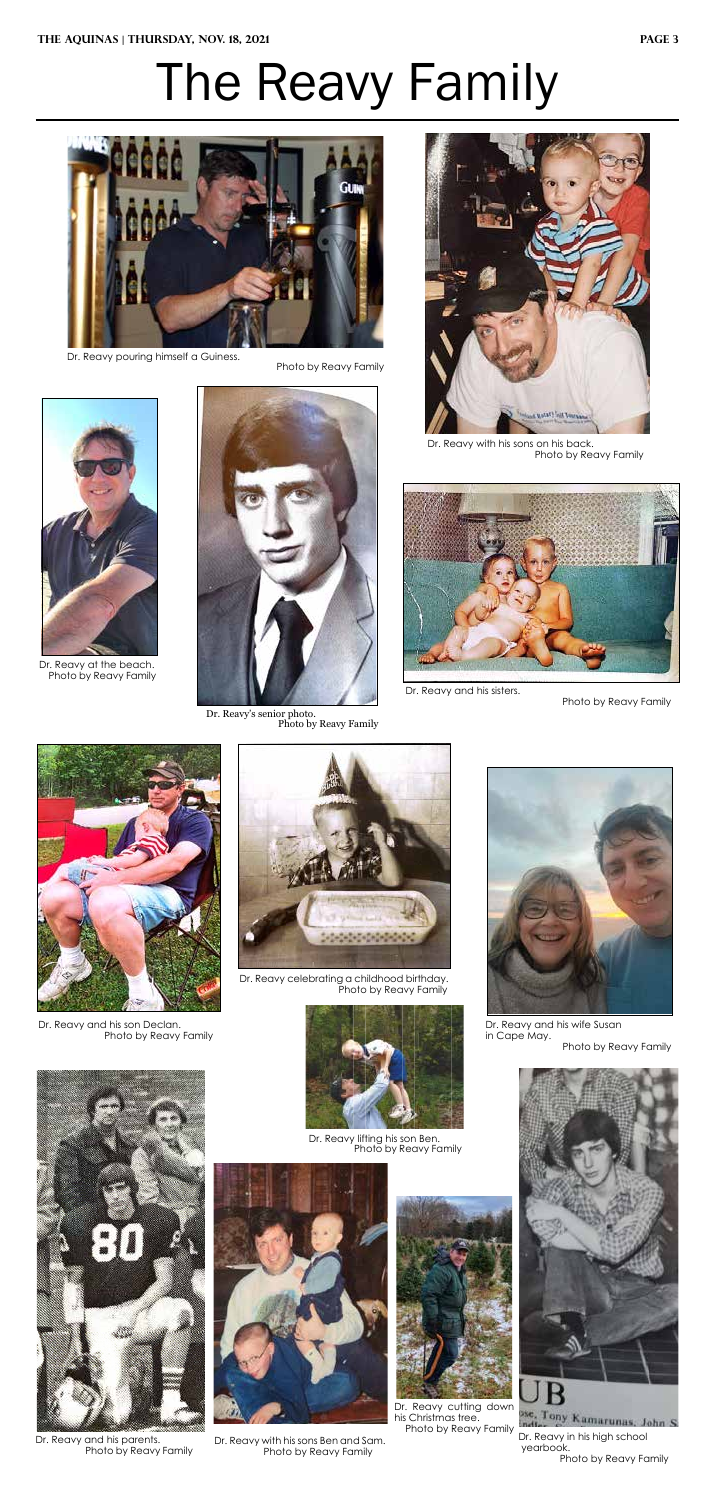# The Reavy Family

Dr. Reavy pouring himself a Guiness. Photo by Reavy Family

Dr. Reavy with his sons on his back. Photo by Reavy Family

Dr. Reavy at the beach. Photo by Reavy Family

Dr. Reavy's senior photo. Photo by Reavy Family

Dr. Reavy and his sisters. Photo by Reavy Family

Dr. Reavy and his son Declan. Photo by Reavy Family

Dr. Reavy celebrating a childhood birthday. Photo by Reavy Family

Dr. Reavy and his wife Susan in Cape May. Photo by Reavy Family

Dr. Reavy lifting his son Ben. Photo by Reavy Family

Dr. Reavy and his parents. Photo by Reavy Family

Dr. Reavy with his sons Ben and Sam. Photo by Reavy Family

Dr. Reavy cutting down his Christmas tree. Photo by Reavy Family

Dr. Reavy in his high school yearbook. Photo by Reavy Family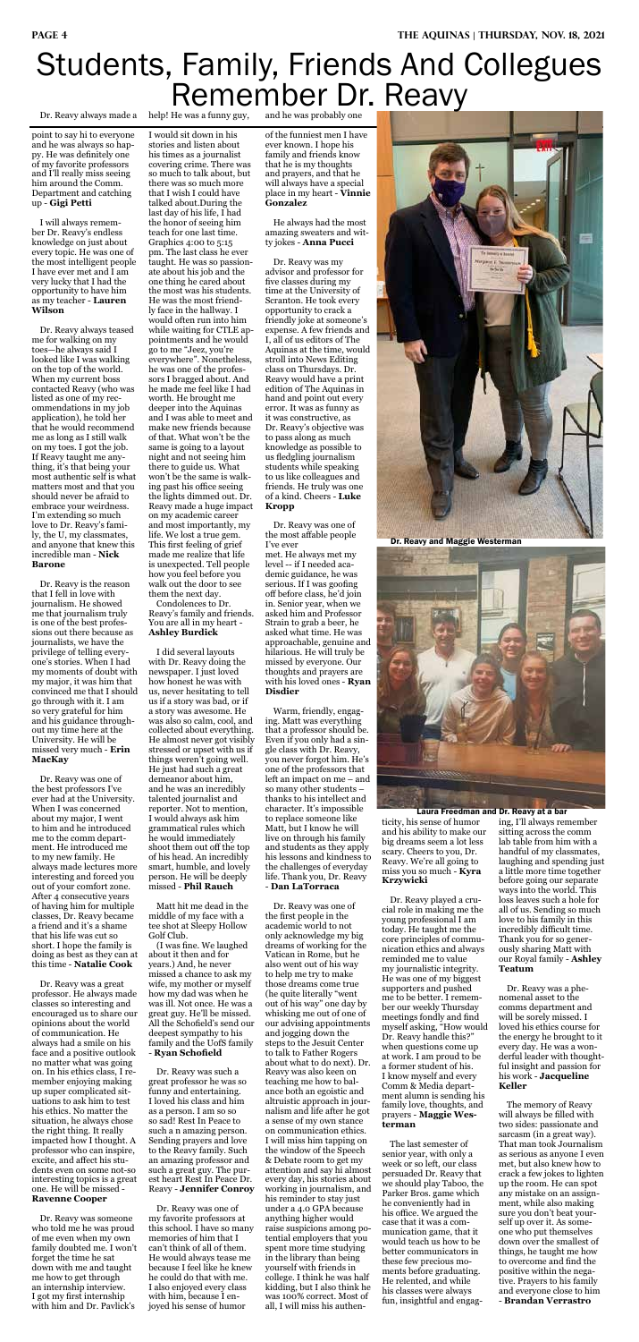# Students, Family, Friends And Collegues Remember Dr. Reavy

Dr. Reavy always made a point to say hi to everyone and he was always so happy. He was definitely one of my favorite professors and I'll really miss seeing him around the Comm. Department and catching up - **Gigi Petti**

I will always remember Dr. Reavy's endless knowledge on just about every topic. He was one of the most intelligent people I have ever met and I am very lucky that I had the opportunity to have him as my teacher - **Lauren Wilson**

Dr. Reavy always teased me for walking on my toes—he always said I looked like I was walking on the top of the world. When my current boss contacted Reavy (who was listed as one of my recommendations in my job application), he told her that he would recommend me as long as I still walk on my toes. I got the job. If Reavy taught me anything, it's that being your most authentic self is what matters most and that you should never be afraid to embrace your weirdness. I'm extending so much love to Dr. Reavy's family, the U, my classmates, and anyone that knew this incredible man - **Nick Barone**

Dr. Reavy is the reason that I fell in love with journalism. He showed me that journalism truly is one of the best professions out there because as journalists, we have the privilege of telling everyone's stories. When I had my moments of doubt with my major, it was him that convinced me that I should go through with it. I am so very grateful for him and his guidance throughout my time here at the University. He will be missed very much - **Erin MacKay**

Dr. Reavy was one of the best professors I've ever had at the University. When I was concerned about my major, I went to him and he introduced me to the comm department. He introduced me to my new family. He always made lectures more interesting and forced you out of your comfort zone. After 4 consecutive years of having him for multiple classes, Dr. Reavy became a friend and it's a shame that his life was cut so short. I hope the family is doing as best as they can at this time - **Natalie Cook**

Dr. Reavy was a great professor. He always made classes so interesting and encouraged us to share our opinions about the world of communication. He always had a smile on his face and a positive outlook no matter what was going on. In his ethics class, I remember enjoying making up super complicated situations to ask him to test his ethics. No matter the situation, he always chose the right thing. It really impacted how I thought. A professor who can inspire, excite, and affect his students even on some not-so interesting topics is a great one. He will be missed - **Ravenne Cooper**

Dr. Reavy was someone who told me he was proud of me even when my own family doubted me. I won't forget the time he sat down with me and taught me how to get through an internship interview. I got my first internship with him and Dr. Pavlick's help! He was a funny guy, I would sit down in his stories and listen about his times as a journalist covering crime. There was so much to talk about, but there was so much more that I wish I could have talked about.During the last day of his life, I had the honor of seeing him teach for one last time. Graphics 4:00 to 5:15 pm. The last class he ever taught. He was so passionate about his job and the one thing he cared about the most was his students. He was the most friendly face in the hallway. I would often run into him while waiting for CTLE appointments and he would go to me "Jeez, you're everywhere". Nonetheless, he was one of the professors I bragged about. And he made me feel like I had worth. He brought me deeper into the Aquinas and I was able to meet and make new friends because of that. What won't be the same is going to a layout night and not seeing him there to guide us. What won't be the same is walking past his office seeing the lights dimmed out. Dr. Reavy made a huge impact on my academic career and most importantly, my life. We lost a true gem. This first feeling of grief made me realize that life is unexpected. Tell people how you feel before you walk out the door to see them the next day.

Condolences to Dr. Reavy's family and friends. You are all in my heart - **Ashley Burdick**

I did several layouts with Dr. Reavy doing the newspaper. I just loved how honest he was with us, never hesitating to tell us if a story was bad, or if a story was awesome. He was also so calm, cool, and collected about everything. He almost never got visibly stressed or upset with us if things weren't going well. He just had such a great demeanor about him, and he was an incredibly talented journalist and reporter. Not to mention, I would always ask him grammatical rules which he would immediately shoot them out off the top of his head. An incredibly smart, humble, and lovely person. He will be deeply missed - **Phil Rauch**

Matt hit me dead in the middle of my face with a tee shot at Sleepy Hollow Golf Club.

(I was fine. We laughed about it then and for years.) And, he never missed a chance to ask my wife, my mother or myself how my dad was when he was ill. Not once. He was a great guy. He'll be missed. All the Schofield's send our deepest sympathy to his family and the UofS family - **Ryan Schofield**

Dr. Reavy was such a great professor he was so funny and entertaining. I loved his class and him as a person. I am so so so sad! Rest In Peace to such a n amazing person. Sending prayers and love to the Reavy family. Such an amazing professor and such a great guy. The purest heart Rest In Peace Dr. Reavy - **Jennifer Conroy**

Dr. Reavy was one of my favorite professors at this school. I have so many memories of him that I can't think of all of them. He would always tease me because I feel like he knew he could do that with me. I also enjoyed every class with him, because I enjoyed his sense of humor and he was probably one of the funniest men I have ever known. I hope his family and friends know that he is my thoughts and prayers, and that he will always have a special place in my heart - **Vinnie Gonzalez**

He always had the most amazing sweaters and witty jokes - **Anna Pucci**

Dr. Reavy was my advisor and professor for five classes during my time at the University of Scranton. He took every opportunity to crack a friendly joke at someone's expense. A few friends and I, all of us editors of The Aquinas at the time, would stroll into News Editing class on Thursdays. Dr. Reavy would have a print edition of The Aquinas in hand and point out every error. It was as funny as it was constructive, as Dr. Reavy's objective was to pass along as much knowledge as possible to us fledgling journalism students while speaking to us like colleagues and friends. He truly was one of a kind. Cheers - **Luke Kropp**

Dr. Reavy was one of the most affable people I've ever met. He always met my level -- if I needed academic guidance, he was serious. If I was goofing off before class, he'd join in. Senior year, when we asked him and Professor Strain to grab a beer, he asked what time. He was approachable, genuine and hilarious. He will truly be missed by everyone. Our thoughts and prayers are with his loved ones - **Ryan Disdier**

Warm, friendly, engaging. Matt was everything that a professor should be. Even if you only had a single class with Dr. Reavy, you never forgot him. He's one of the professors that left an impact on me – and so many other students – thanks to his intellect and character. It's impossible to replace someone like Matt, but I know he will live on through his family and students as they apply his lessons and kindness to the challenges of everyday life. Thank you, Dr. Reavy - **Dan LaTorraca**

Dr. Reavy was one of the first people in the academic world to not only acknowledge my big dreams of working for the Vatican in Rome, but he also went out of his way to help me try to make those dreams come true (he quite literally "went out of his way" one day by whisking me out of one of our advising appointments and jogging down the steps to the Jesuit Center to talk to Father Rogers about what to do next). Dr. Reavy was also keen on teaching me how to balance both an egoistic and altruistic approach in journalism and life after he got a sense of my own stance on communication ethics. I will miss him tapping on the window of the Speech & Debate room to get my attention and say hi almost every day, his stories about working in journalism, and his reminder to stay just under a 4.0 GPA because anything higher would raise suspicions among potential employers that you spent more time studying in the library than being yourself with friends in college. I think he was half kidding, but I also think he was 100% correct. Most of all, I will miss his authenticity, his sense of humor and his ability to make our big dreams seem a lot less scary. Cheers to you, Dr. Reavy. We're all going to miss you so much - **Kyra Krzywicki**

Dr. Reavy played a crucial role in making me the young professional I am today. He taught me the core principles of communication ethics and always reminded me to value my journalistic integrity. He was one of my biggest supporters and pushed me to be better. I remember our weekly Thursday meetings fondly and find myself asking, "How would Dr. Reavy handle this?" when questions come up at work. I am proud to be a former student of his. I know myself and every Comm & Media department alumn is sending his family love, thoughts, and prayers - **Maggie Westerman**

The last semester of senior year, with only a week or so left, our class persuaded Dr. Reavy that we should play Taboo, the Parker Bros. game which he conveniently had in his office. We argued the case that it was a communication game, that it would teach us how to be better communicators in these few precious moments before graduating. He relented, and while his classes were always fun, insightful and engaging, I'll always remember sitting across the comm lab table from him with a handful of my classmates, laughing and spending just a little more time together before going our separate ways into the world. This loss leaves such a hole for all of us. Sending so much love to his family in this incredibly difficult time. Thank you for so generously sharing Matt with our Royal family - **Ashley Teatum**

Dr. Reavy was a phenomenal asset to the comms department and will be sorely missed. I loved his ethics course for the energy he brought to it every day. He was a wonderful leader with thoughtful insight and passion for his work - **Jacqueline Keller**

The memory of Reavy will always be filled with two sides: passionate and sarcasm (in a great way). That man took Journalism as serious as anyone I even met, but also knew how to crack a few jokes to lighten up the room. He can spot any mistake on an assignment, while also making sure you don't beat yourself up over it. As someone who put themselves down over the smallest of things, he taught me how to overcome and find the positive within the negative. Prayers to his family and everyone close to him - **Brandan Verrastro**

**Dr. Reavy and Maggie Westerman**

**Laura Freedman and Dr. Reavy at a bar**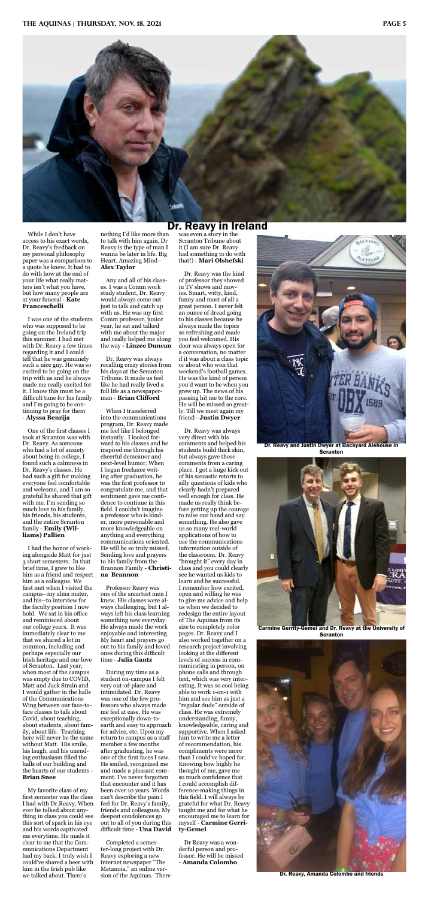Dr. Reavy in Ireland

While I don't have access to his exact words, Dr. Reavy's feedback on my personal philosophy paper was a comparison to a quote he knew. It had to do with how at the end of your life what really matters isn't what you have, but how many people are at your funeral - **Kate Franceschelli**

I was one of the students who was supposed to be going on the Ireland trip this summer. I had met with Dr. Reavy a few times regarding it and I could tell that he was genuinely such a nice guy. He was so excited to be going on the trip with us and he always made me really excited for it. I know this must be a difficult time for his family and I'm going to be continuing to pray for them - **Alyssa Benzija**

One of the first classes I took at Scranton was with Dr. Reavy. As someone who had a lot of anxiety about being in college, I found such a calmness in Dr. Reavy's classes. He had such a gift for making everyone feel comfortable and welcome, and I am so grateful he shared that gift with me. I'm sending so much love to his family, his friends, his students, and the entire Scranton family - **Emily (Williams) Pallien**

I had the honor of working alongside Matt for just 3 short semesters. In that brief time, I grew to like him as a friend and respect him as a colleague. We first met when I visited the campus--my alma mater, and his--to interview for the faculty position I now hold. We sat in his office and reminisced about our college years. It was immediately clear to me that we shared a lot in common, including and perhaps especially our Irish heritage and our love of Scranton. Last year, when most of the campus was empty due to COVID, Matt and Jack Strain and I would gather in the halls of the Communications Wing between our face-to-face classes to talk about Covid, about teaching, about students, about family, about life. Teaching here will never be the same without Matt. His smile, his laugh, and his unending enthusiasm filled the halls of our building and the hearts of our students - **Brian Snee**

My favorite class of my first semester was the class I had with Dr.Reavy. When ever he talked about anything in class you could see this sort of spark in his eye and his words captivated me everytime. He made it clear to me that the Communications Department had my back. I truly wish I could've shared a beer with him in the Irish pub like we talked about. There's nothing I'd like more than to talk with him again. Dr Reavy is the type of man I wanna be later in life. Big Heart. Amazing Mind - **Alex Taylor**

Any and all of his classes. I was a Comm work study student, Dr. Reavy would always come out just to talk and catch up with us. He was my first Comm professor, junior year, he sat and talked with me about the major and really helped me along the way **- Linzee Duncan**

Dr. Reavy was always recalling crazy stories from his days at the Scranton Tribune. It made us feel like he had really lived a full life as a newspaperman - **Brian Clifford**

When I transferred into the communications program, Dr. Reavy made me feel like I belonged instantly. I looked forward to his classes and he inspired me through his cheerful demeanor and next-level humor. When I began freelance writing after graduation, he was the first professor to congratulate me, and that sentiment gave me confidence to continue in this field. I couldn't imagine a professor who is kinder, more personable and more knowledgeable on anything and everything communications oriented. He will be so truly missed. Sending love and prayers to his family from the Brannon Family - **Christina Brannon**

Professor Reavy was one of the smartest men I knew. His classes were always challenging, but I always left his class learning something new everyday. He always made the work enjoyable and interesting. My heart and prayers go out to his family and loved ones during this difficult time - **Julia Gantz**

During my time as a student on-campus I felt very out-of-place and intimidated. Dr. Reavy was one of the few professors who always made me feel at ease. He was exceptionally down-to-earth and easy to approach for advice, etc. Upon my return to campus as a staff member a few months after graduating, he was one of the first faces I saw. He smiled, recognized me and made a pleasant comment. I've never forgotten that encounter and it has been over 10 years. Words can't describe the pain I feel for Dr. Reavy's family, friends and colleagues. My deepest condolences go out to all of you during this difficult time - **Una David**

Completed a semester-long project with Dr. Reavy exploring a new internet newspaper "The Metanoia," an online version of the Aquinas. There was even a story in the Scranton Tribune about it (I am sure Dr. Reavy had something to do with that!) - **Mari Olshefski**

Dr. Reavy was the kind of professor they showed in TV shows and movies. Smart, witty, kind, funny and most of all a great person. I never felt an ounce of dread going to his classes because he always made the topics so refreshing and made you feel welcomed. His door was always open for a conversation, no matter if it was about a class topic or about who won that weekend's football games. He was the kind of person you'd want to be when you grew up. The news of his passing hit me to the core. He will be missed so greatly. Till we meet again my friend - **Justin Dwyer**

Dr. Reavy was always very direct with his comments and helped his students build thick skin, but always gave those comments from a caring place. I got a huge kick out of his sarcastic retorts to silly questions of kids who clearly hadn't prepared well enough for class. He made us really think before getting up the courage to raise our hand and say something. He also gave us so many real-world applications of how to use the communications information outside of the classroom. Dr. Reavy "brought it" every day in class and you could clearly see he wanted us kids to learn and be successful. I remember how excited, open and willing he was to give me advice and help us when we decided to redesign the entire layout of The Aquinas from its size to completely color pages. Dr. Reavy and I also worked together on a research project involving looking at the different levels of success in communicating in person, on phone calls and through text, which was very interesting. It was so cool being able to work 1-on-1 with him and see him as just a "regular dude" outside of class. He was extremely understanding, funny, knowledgeable, caring and supportive. When I asked him to write me a letter of recommendation, his compliments were more than I could've hoped for. Knowing how highly he thought of me, gave me so much confidence that I could accomplish difference-making things in this field. I will always be grateful for what Dr. Reavy taught me and for what he encouraged me to learn for myself - **Carmine Gerrity-Gemei**

Dr Reavy was a wonderful person and professor. He will be missed - **Amanda Colombo**

Dr. Reavy and Justin Dwyer at Backyard Alehouse in Scranton

Carmine Gerrity-Gemei and Dr. Reavy at the University of Scranton

Dr. Reavy, Amanda Colombo and friends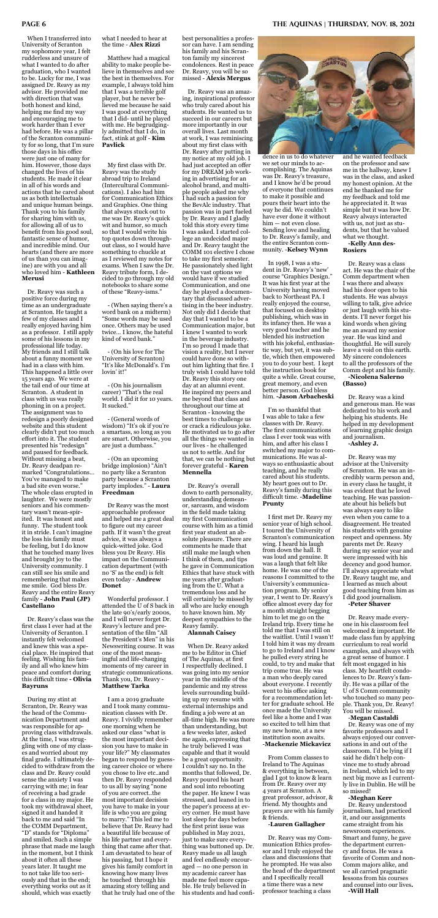When I transferred into University of Scranton my sophomore year, I felt rudderless and unsure of what I wanted to do after graduation, who I wanted to be. Lucky for me, I was assigned Dr. Reavy as my advisor. He provided me with direction that was both honest and kind, helping me find my way and encouraging me to work harder than I ever had before. He was a pillar of the Scranton community for so long, that I'm sure those days in his office were just one of many for him. However, those days changed the lives of his students. He made it clear in all of his words and actions that he cared about us as both intellectuals and unique human beings. Thank you to his family for sharing him with us, for allowing all of us to benefit from his good soul, fantastic sense of humor, and incredible mind. Our hearts (and there are more of us than you can imagine) are with you and all who loved him - **Kathleen Merusi**

Dr. Reavy was such a positive force during my time as an undergraduate at Scranton. He taught a few of my classes and I really enjoyed having him as a professor. I still apply some of his lessons in my professional life today. My friends and I still talk about a funny moment we had in a class with him. This happened a little over 15 years ago. We were at the tail end of our time at Scranton. A student in class with us was really phoning in on a project. The assignment was to redesign a poorly designed website and this student clearly didn't put too much effort into it. The student presented his "redesign" and paused for feedback. Without missing a beat, Dr. Reavy deadpan remarked "Congratulations... You've managed to make a bad site even worse." The whole class erupted in laughter. We were mostly seniors and his commentary wasn't mean-spirited. It was honest and funny. The student took it in stride. I can't imagine the loss his family must be feeling, but I do know that he touched many lives and brought joy to the University community. I can still see his smile and remembering that makes me smile. God bless Dr. Reavy and the entire Reavy family - **John Paul (JP) Castellano**

Dr. Reavy's class was the first class I ever had at the University of Scranton. I instantly felt welcomed and knew this was a special place. He inspired that feeling. Wishing his family and all who knew him peace and comfort during this difficult time - **Olivia Bayruns**

During my stint at Scranton, Dr. Reavy was the head of the Communication Department and was responsible for approving class withdrawals. At the time, I was struggling with one of my classes and worried about my final grade. I ultimately decided to withdraw from the class and Dr. Reavy could sense the anxiety I was carrying with me; in fear of receiving a bad grade for a class in my major. He took my withdrawal sheet, signed it and handed it back to me and said "In the COMM Department, "D" stands for "Diploma" and smiled. Such a simple phrase that made me laugh in the moment, but I think about it often all these years later. It taught me to not take life too seriously and that in the end; everything works out as it should, which was exactly what I needed to hear at the time - **Alex Rizzi**

Matthew had a magical ability to make people believe in themselves and see the best in themselves. For example, I always told him that I was a terrible golf player, but he never believed me because he said I was good at everything that I did- until he played with me. He begrudgingly admitted that I do, in fact, stink at golf - **Kim Pavlick**

My first class with Dr. Reavy was the study abroad trip to Ireland (Intercultural Communications). I also had him for Communication Ethics and Graphics. One thing that always stuck out to me was Dr. Reavy's quick wit and humor, so much so that I would write his top quotes down throughout class, so I would have something to chuckle at as I reviewed my notes for exams. When I saw the Dr. Reavy tribute form, I decided to go through my old notebooks to share some of these "Reavy-isms."

- (When saying there's a word bank on a midterm) "Some words may be used once. Others may be used twice... I know, the hateful kind of word bank."

- (On his love for The University of Scranton) "It's like McDonald's. I'm lovin' it!"

- (On his journalism career) "That's the real world. I did it for 10 years. It sucked."

- (General words of wisdom) "It's ok if you're a smartass, so long as you are smart. Otherwise, you are just a dumbass."

- (On an upcoming bridge implosion) "Ain't no party like a Scranton party because a Scranton party implodes." - **Laura Freedman**

Dr Reavy was the most approachable professor and helped me a great deal to figure out my career path. If it wasn't the great advice, it was always a quick-witted joke. God bless you Dr Reavy. His impact on the Communication department (with no 'S' as the end) is felt even today - **Andrew Donet**

Wonderful professor. I attended the U of S back in the late 90's/early 2000s, and I will never forget Dr. Reavy's lecture and presentation of the film "All the President's Men" in his Newswriting course. It was one of the most meaningful and life-changing moments of my career in strategic communications. Thank you, Dr. Reavy - **Matthew Tarka**

I am a 2019 graduate and I took many communication classes with Dr. Reavy. I vividly remember one morning when he asked our class "what is the most important decision you have to make in your life?" My classmates began to respond by guessing career choice or where you chose to live etc..and then Dr. Reavy responded to us all by saying "none of you are correct..the most important decision you have to make in your life is who you are going to marry." This led me to believe that Dr. Reavy had a beautiful life because of his life partner and everything that came after that. I am devastated to hear of his passing, but I hope it gives his family comfort in knowing how many lives he touched through his amazing story telling and that he truly had one of the best personalities a professor can have. I am sending his family and his Scranton family my sincerest condolences. Rest in peace Dr. Reavy, you will be so missed - **Alexis Mergus**

Dr. Reavy was an amazing, inspirational professor who truly cared about his students. He wanted us to succeed in our careers but more importantly in our overall lives. Last month at work, I was reminiscing about my first class with Dr. Reavy after putting in my notice at my old job. I had just accepted an offer for my DREAM job working in advertising for an alcohol brand, and multiple people asked me why I had such a passion for the BevAlc industry. That passion was in part fueled by Dr. Reavy and I gladly told this story every time I was asked. I started college an undecided major and Dr. Reavy taught the COMM 101 elective I chose to take my first semester. He passionately shed light on the vast options we would have if we studied Communication, and one day he played a documentary that discussed advertising in the beer industry. Not only did I decide that day that I wanted to be a Communication major, but I knew I wanted to work in the beverage industry. I'm so proud I made that vision a reality, but I never could have done so without him lighting that fire. I truly wish I could have told Dr. Reavy this story one day at an alumni event. He inspired my peers and me beyond that class and throughout our time at Scranton - knowing the best times to challenge us or crack a ridiculous joke. He motivated us to go after all the things we wanted in our lives - he challenged us not to settle. And for that, we can be nothing but forever grateful - **Karen Mennella**

Dr. Reavy's overall down to earth personality, understanding demeanor, sarcasm, and wisdom in the field made taking my first Communication course with him as a timid first year student an absolute pleasure. There are comments he made that still make me laugh when I think of them, and tips he gave in Communication Ethics that have stuck with me years after graduating from the U. What a tremendous loss and he will certainly be missed by all who are lucky enough to have known him. My deepest sympathies to the Reavy family.
**Alannah Caisey**

When Dr. Reavy asked me to be Editor in Chief of The Aquinas, at first I respectfully declined. I was going into my senior year in the middle of the pandemic and my stress levels surrounding building up my resume with external internships and finding a job were at an all-time high. He was more than understanding, but a few weeks later, asked me again, expressing that he truly believed I was capable and that it would be a great opportunity. I couldn't say no. In the months that followed, Dr. Reavy poured his heart and soul into rebooting the paper. He knew I was stressed, and leaned in to the paper's process at every corner. He must have lost sleep for days before the first print issue was published in May 2021, just to make sure everything was buttoned up. Dr. Reavy made us all laugh and feel endlessly encouraged — no one person in my academic career has made me feel more capable. He truly believed in his students and had confidence in us to do whatever we set our minds to accomplishing. The Aquinas was Dr. Reavy's treasure, and I know he'd be proud of everyone that continues to make it possible and pours their heart into the way he did. We couldn't have ever done it without him — not even close. Sending love and healing to Dr. Reavy's family, and the entire Scranton community. -**Kelsey Wynn**

In 1998, I was a student in Dr. Reavy's 'new' course "Graphics Design." It was his first year at the University having moved back to Northeast PA. I really enjoyed the course, that focused on desktop publishing, which was in its infancy then. He was a very good teacher and he blended his instruction with his jokeful, enthusiastic way, but yet, it was subtle, which then empowered you to do your best. I kept the instruction book for quite a while. Great course, great memory, and even better person. God bless him. -**Jason Arbacheski**

I'm so thankful that I was able to take a few classes with Dr. Reavy. The first communications class I ever took was with him, and after his class I switched my major to communications. He was always so enthusiastic about teaching, and he really cared about his students. My heart goes out to Dr. Reavy's family during this difficult time. -**Madeline Prunty**

I first met Dr. Reavy my senior year of high school. I toured the University of Scranton's communication wing. I heard his laugh from down the hall. It was loud and genuine. It was a laugh that felt like home. He was one of the reasons I committed to the University's communication program. My senior year, I went to Dr. Reavy's office almost every day for a month straight begging him to let me go on the Ireland trip. Every time he told me that I was still on the waitlist. Until I wasn't! I told him it was my dream to go to Ireland and I know he pulled every string he could, to try and make that trip come true. He was a man who deeply cared about everyone. I recently went to his office asking for a recommendation letter for graduate school. He once made the University feel like a home and I was so excited to tell him that my new home, at a new institution soon awaits. -**Mackenzie Mickavicz**

From Comm classes to Ireland to The Aquinas & everything in between, glad I got to know & learn from Dr. Reavy over my 4 years at Scranton. A great professor, advisor, & friend. My thoughts and prayers are with his family & friends.
-**Lauren Gallagher**

Dr. Reavy was my Communication Ethics professor and I truly enjoyed the class and discussions that he prompted. He was also the head of the department and I specifically recall a time there was a new professor teaching a class and he wanted feedback on the professor and saw me in the hallway, knew I was in the class, and asked my honest opinion. At the end he thanked me for my feedback and told me he appreciated it. It was simple but it was how Dr. Reavy always interacted with us, not just as students, but that he valued what we thought.
-**Kelly Ann des-Rosiers**

Dr. Reavy was a class act. He was the chair of the Comm department when I was there and always had his door open to his students. He was always willing to talk, give advice or just laugh with his students. I'll never forget his kind words when giving me an award my senior year. He was kind and thoughtful. He will surely leave a void on this earth. My sincere condolences to all the professors of the Comm dept and his family.
-**Nicolena Salerno (Basso)**

Dr. Reavy was a kind and generous man. He was dedicated to his work and helping his students. He helped in my development of learning graphic design and journalism.
-**Ashley J.**

Dr. Reavy was my advisor at the University of Scranton. He was an incredibly warm person and, in every class he taught, it was evident that he loved teaching. He was passionate about his beliefs but was always easy to like even when you came to a disagreement. He treated his students with genuine respect and openness. My parents met Dr. Reavy during my senior year and were impressed with his decency and good humor. I'll always appreciate what Dr. Reavy taught me, and I learned as much about good teaching from him as I did good journalism.
-**Peter Shaver**

Dr. Reavy made everyone in his classroom feel welcomed & important. He made class fun by applying curriculum to real world examples, and always with a great sense of humor. I felt most engaged in his class. My heartfelt condolences to Dr. Reavy's family. He was a pillar of the U of S Comm community who touched so many people. Thank you, Dr. Reavy! You will be missed.
-**Megan Castaldi**

Dr. Reavy was one of my favorite professors and I always enjoyed our conversations in and out of the classroom. I'd be lying if I said he didn't help convince me to study abroad in Ireland, which led to my next big move as I currently live in Dublin. He will be so missed!
-**Meghan Kerr**

Dr. Reavy understood journalism, had practiced it, and our assignments came straight from his newsroom experiences. Smart and funny, he gave the department currency and focus. He was a favorite of Comm and non-Comm majors alike, and we all carried pragmatic lessons from his courses and counsel into our lives.
-**Will Hall**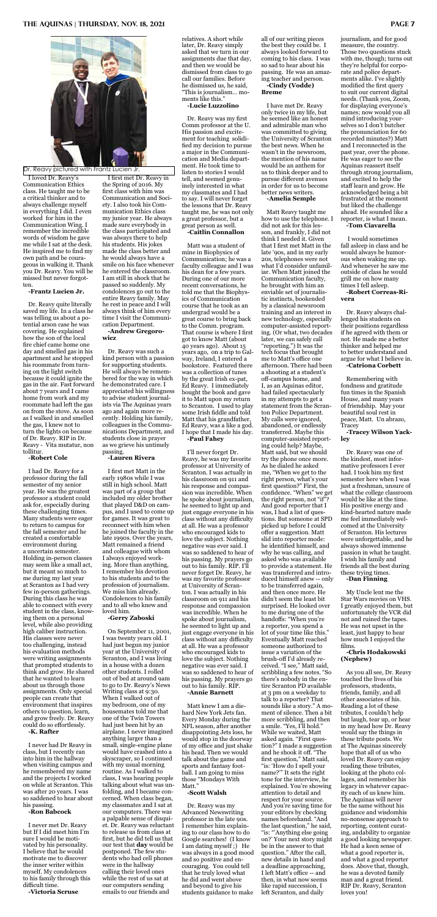Dr. Reavy pictured with Frantz Lucien Jr.

I loved Dr. Reavy's Communication Ethics class. He taught me to be a critical thinker and to always challenge myself in everything I did. I even worked for him in the Communication Wing. I remember the incredible words of wisdom he gave me while I sat at the desk. He inspired me to find my own path and be courageous in walking it. Thank you Dr. Reavy. You will be missed but never forgotten.

**-Frantz Lucien Jr.**

Dr. Reavy quite literally saved my life. In a class he was telling us about a potential arson case he was covering. He explained how the son of the local fire chief came home one day and smelled gas in his apartment and he stopped his roommate from turning on the light switch because it could ignite the gas in the air. Fast forward about 7 years and I came home from work and my roommate had left the gas on from the stove. As soon as I walked in and smelled the gas, I knew not to turn the lights on because of Dr. Reavy. RIP in Dr. Reavy - Vita mutatur, non tollitur.

**-Robert Cole**

I had Dr. Reavy for a professor during the fall semester of my senior year. He was the greatest professor a student could ask for, especially during these challenging times. Many students were eager to return to campus for the fall semester and he created a comfortable environment during a uncertain semester. Holding in-person classes may seem like a small act, but it meant so much to me during my last year at Scranton as I had very few in-person gatherings. During this class he was able to connect with every student in the class, knowing them on a personal level, while also providing high caliber instruction. His classes were never too challenging, instead his evaluation methods were writing assignments that prompted students to think and grow. He shared that he wanted to learn about us through those assignments. Only special people can create that environment that inspires others to question, learn, and grow freely. Dr. Reavy could do so effortlessly.

**-K. Rafter**

I never had Dr Reavy in class, but I recently ran into him in the hallway when visiting campus and he remembered my name and the projects I worked on while at Scranton. This was after 20 years. I was so saddened to hear about his passing.

**-Ron Babcock**

I never met Dr. Reavy but If I did meet him I'm sure I would be motivated by his personality. I believe that he would motivate me to discover the inner writer within myself. My condolences to his family through this difficult time.

**-Victoria Scruse**

I first met Dr. Reavy in the Spring of 2016. My first class with him was Communication and Society. I also took his Communication Ethics class my junior year. He always made sure everybody in the class participated and was always there to help his students. His jokes made the class better and he would always have a smile on his face whenever he entered the classroom. I am still in shock that he passed so suddenly. My condolences go out to the entire Reavy family. May he rest in peace and I will always think of him every time I visit the Communication Department.

**-Andrew Gregorowicz**

Dr. Reavy was such a kind person with a passion for supporting students. He will always be remembered for the way in which he demonstrated care. I appreciated his willingness to advise student journalists via The Aquinas years ago and again more recently. Holding his family, colleagues in the Communications Department, and students close in prayer as we grieve his untimely passing.

**-Lauren Rivera**

I first met Matt in the early 1980s while I was still in high school. Matt was part of a group that included my older brother that played D&D on campus, and I used to come up for games. It was great to reconnect with him when he joined the faculty in the late 1990s. Over the years, Matt remained a friend and colleague with whom I always enjoyed working. More than anything, I remember his devotion to his students and to the profession of journalism. We miss him already. Condolences to his family and to all who knew and loved him.

**-Gerry Zaboski**

On September 11, 2001, I was twenty years old. I had just begun my junior year at the University of Scranton, and I was living in a house with a dozen other students. I rolled out of bed at around 9am to go to Dr. Reavy's News Writing class at 9:30. When I walked out of my bedroom, one of my housemates told me that one of the Twin Towers had just been hit by an airplane. I never imagined anything larger than a small, single-engine plane would have crashed into a skyscraper, so I continued with my usual morning routine. As I walked to class, I was hearing people talking about what was unfolding, and I became concerned. When class began, my classmates and I sat at our computers. There was a palpable sense of disquiet. Dr. Reavy was reluctant to release us from class at first, but he did tell us that our test that **day** would be postponed. The few students who had cell phones were in the hallway calling their loved ones while the rest of us sat at our computers sending emails to our friends and relatives. A short while later, Dr. Reavy simply asked that we turn in our assignments due that day, and then we would be dismissed from class to go call our families. Before he dismissed us, he said, "This is journalism... moments like this."

**-Lucie Luzzolino**

Dr. Reavy was my first Comm professor at the U. His passion and excitement for teaching solidified my decision to pursue a major in the Communication and Media department. He took time to listen to stories I would tell, and seemed genuinely interested in what my classmates and I had to say. I will never forget the lessons that Dr. Reavy taught me, he was not only a great professor, but a great person as well.

**-Caitlin Connallon**

Matt was a student of mine in Biophysics of Communication; he was a faculty colleague and I was his dean for a few years. During one of our more recent conversations, he told me that the Biophysics of Communication course that he took as an undergrad would be a great course to bring back to the Comm. program. That course is where I first got to know Matt (about 40 years ago). About 15 years ago, on a trip to Galway, Ireland, I entered a bookstore. Featured there was a collection of tunes by the great Irish ex-pat, Ed Reavy. I immediately bought the book and gave it to Matt upon my return to Scranton. I used to play some Irish fiddle and told Matt that his grandfather, Ed Reavy, was a like a god. I hope that I made his day.

**-Paul Fahey**

I'll never forget Dr. Reavy, he was my favorite professor at University of Scranton. I was actually in his classroom on 911 and his response and compassion was incredible. When he spoke about journalism, he seemed to light up and just engage everyone in his class without any difficulty at all. He was a professor who encouraged kids to love the subject. Nothing negative was ever said. I was so saddened to hear of his passing. My prayers go out to his family. RIP. I'll never forget Dr. Reavy, he was my favorite professor at University of Scranton. I was actually in his classroom on 911 and his response and compassion was incredible. When he spoke about journalism, he seemed to light up and just engage everyone in his class without any difficulty at all. He was a professor who encouraged kids to love the subject. Nothing negative was ever said. I was so saddened to hear of his passing. My prayers go out to his family. RIP.

**-Annie Barnett**

Matt knew I am a diehard New York Jets fan. Every Monday during the NFL season, after another disappointing Jets loss, he would stop in the doorway of my office and just shake his head. Then we would talk about the game and sports and fantasy football. I am going to miss those "Mondays With Matt."

**-Scott Walsh**

Dr. Reavy was my Advanced Newswriting professor in the late 90s. I remember him explaining to our class how to do Google searches! (I know I am dating myself ;) He was always in a good mood and so positive and encouraging. You could tell that he truly loved what he did and went above and beyond to give his students guidance to make all of our writing pieces the best they could be. I always looked forward to coming to his class. I was so sad to hear about his passing. He was an amazing teacher and person.

**-Cindy (Vodde) Breme**

I have met Dr. Reavy only twice in my life, but he seemed like an honest and admirable man who was committed to giving the University of Scranton the best news. When he wasn't in the newsroom, the mention of his name would be an anthem for us to think deeper and to pursue different avenues in order for us to become better news writers.

**-Amelia Semple**

Matt Reavy taught me how to use the telephone. I did not ask for this lesson, and frankly, I did not think I needed it. Given that I first met Matt in the late '90s, and in my early 20s, telephones were not what I'd consider unfamiliar. When Matt joined the Communication faculty, he brought with him an enviable set of journalistic instincts, bookended by a classical newsroom training and an interest in new technology, especially computer-assisted reporting. (Or what, two decades later, we can safely call "reporting.") It was the tech focus that brought me to Matt's office one afternoon. There had been a shooting at a student's off-campus home, and I, as an Aquinas editor, had failed spectacularly in my attempts to get a statement from the Scranton Police Department. My calls were ignored, abandoned, or endlessly transferred. Maybe this computer-assisted reporting could help? Maybe, Matt said, but we should try the phone once more. As he dialed he asked me, "When we get to the right person, what's your first question?" First, the confidence. "When" we get the right person, not "if"? And good reporter that I was, I had a list of questions. But someone at SPD picked up before I could offer a suggestion. Matt slid into reporter mode: he identified himself, and why he was calling, and asked who was available to provide a statement. He was transferred and introduced himself anew -- only to be transferred again, and then once more. He didn't seem the least bit surprised. He looked over to me during one of the handoffs: "When you're a reporter, you spend a lot of your time like this." Eventually Matt reached someone authorized to issue a variation of the brush-off I'd already received. "I see," Matt said, scribbling a few notes. "So there's nobody in the entire Scranton PD available at 3 pm on a weekday to talk to a reporter? That sounds like a story." A moment of silence. Then a bit more scribbling, and then a smile. "Yes, I'll hold." While we waited, Matt asked again. "First question?" I made a suggestion and he shook it off. "The first question," Matt said, "is: 'How do I spell your name?'" It sets the right tone for the interview, he explained. You're showing attention to detail and respect for your source. And you're saving time for your editors by checking names beforehand. "And the last question," he said, "is: "'Anything else going on?' Your next story might be in the answer to that question." After the call, new details in hand and a deadline approaching, I left Matt's office -- and then, in what now seems like rapid succession, I left Scranton, and daily journalism, and for good measure, the country. Those two questions stuck with me, though; turns out they're helpful for corporate and police departments alike. I've slightly modified the first query to suit our current digital needs. (Thank you, Zoom, for displaying everyone's names; now would you all mind introducing yourselves so I don't butcher the pronunciation for 60 recorded minutes?) Matt and I reconnected in the past year, over the phone. He was eager to see the Aquinas reassert itself through strong journalism, and excited to help the staff learn and grow. He acknowledged being a bit frustrated at the moment but liked the challenge ahead. He sounded like a reporter, is what I mean.

**-Tom Ciavarella**

I would sometimes fall asleep in class and he would always be humorous when waking me up. And whenever he saw me outside of class he would grill me on how many times I fell asleep.

**-Robert Correas-Rivera**

Dr. Reavy always challenged his students on their positions regardless if he agreed with them or not. He made me a better thinker and helped me to better understand and argue for what I believe in.

**-Catriona Corbett**

Remembering with fondness and gratitude fun times in the Spanish House, and many years of friendship. May your beautiful soul rest in peace, Matt. Un abrazo, Tracey

**-Tracey Wilson Yackley**

Dr. Reavy was one of the kindest, most informative professors I ever had. I took him my first semester here when I was just a freshman, unsure of what the college classroom would be like at the time. His positive energy and kind-hearted nature made me feel immediately welcomed at the University of Scranton. His lectures were unforgettable, and he always showed immense passion in what he taught. I wish his family and friends all the best during these trying times.

**-Dan Finning**

My Uncle lent me the Star Wars movies on VHS. I greatly enjoyed them, but unfortunately the VCR did not and ruined the tapes. He was not upset in the least, just happy to hear how much I enjoyed the films.

**-Chris Hodakowski (Nephew)**

As you all see, Dr. Reavy touched the lives of his professors, students, friends, family, and all other associates of his. Reading a lot of these tributes, I couldn't help but laugh, tear up, or hear in my head how Dr. Reavy would say the things in these tribute posts. We at The Aquinas sincerely hope that all of us who loved Dr. Reavy can enjoy reading these tributes, looking at the photo collages, and remember his legacy in whatever capacity each of us knew him. The Aquinas will never be the same without his guidance and wisdomhis no-nonsense approach to reporting, content curating, andability to organize a good looking newspaper. He had a keen sense of what a good reporter is, and what a good reporter does. Above that, though, he was a devoted family man and a great friend. RIP Dr. Reavy, Scranton loves you!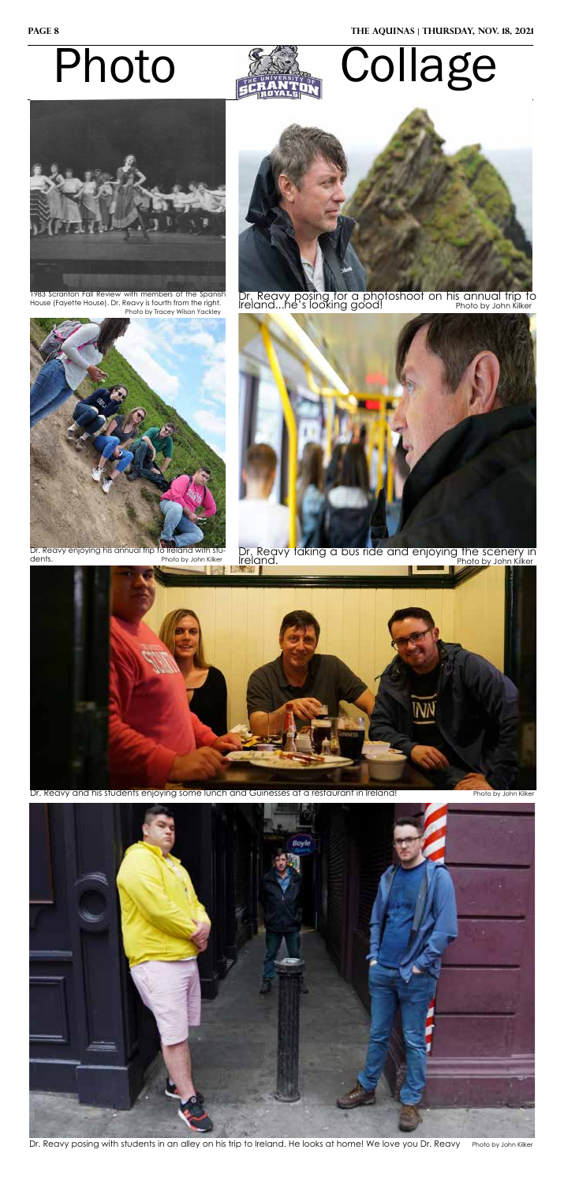# Photo Collage

1983 Scranton Fall Review with members of the Spanish House (Fayette House). Dr. Reavy is fourth from the right. Photo by Tracey Wilson Yackley

Dr. Reavy posing for a photoshoot on his annual trip to Ireland...he's looking good! Photo by John Kilker

Dr. Reavy enjoying his annual trip to Ireland with students. Photo by John Kilker

Dr. Reavy taking a bus ride and enjoying the scenery in Ireland. Photo by John Kilker

Dr. Reavy and his students enjoying some lunch and Guinesses at a restaurant in Ireland! Photo by John Kilker

Dr. Reavy posing with students in an alley on his trip to Ireland. He looks at home! We love you Dr. Reavy Photo by John Kilker